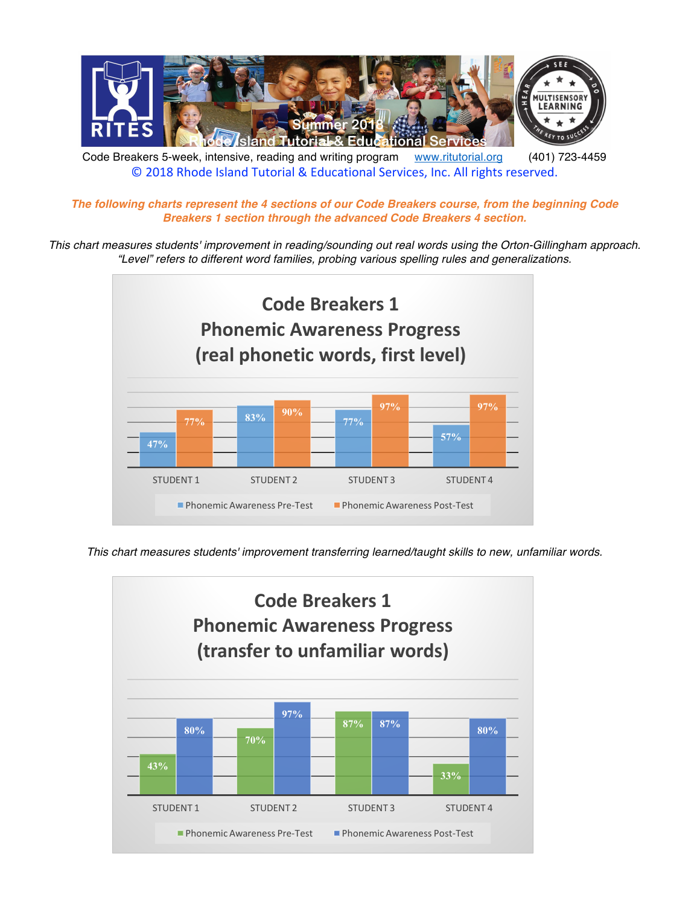Code Breakers 5-week, intensive, reading and writing program    [www.ritutorial.org](http://www.ritutorial.org)    (401) 723-4459

© 2018 Rhode Island Tutorial & Educational Services, Inc. All rights reserved.

***The following charts represent the 4 sections of our Code Breakers course, from the beginning Code Breakers 1 section through the advanced Code Breakers 4 section.***

*This chart measures students' improvement in reading/sounding out real words using the Orton-Gillingham approach. "Level" refers to different word families, probing various spelling rules and generalizations.*

## Code Breakers 1 Phonemic Awareness Progress (real phonetic words, first level)

| | Phonemic Awareness Pre-Test | Phonemic Awareness Post-Test |
|---|---|---|
| STUDENT 1 | 47% | 77% |
| STUDENT 2 | 83% | 90% |
| STUDENT 3 | 77% | 97% |
| STUDENT 4 | 57% | 97% |

*This chart measures students' improvement transferring learned/taught skills to new, unfamiliar words.*

## Code Breakers 1 Phonemic Awareness Progress (transfer to unfamiliar words)

| | Phonemic Awareness Pre-Test | Phonemic Awareness Post-Test |
|---|---|---|
| STUDENT 1 | 43% | 80% |
| STUDENT 2 | 70% | 97% |
| STUDENT 3 | 87% | 87% |
| STUDENT 4 | 33% | 80% |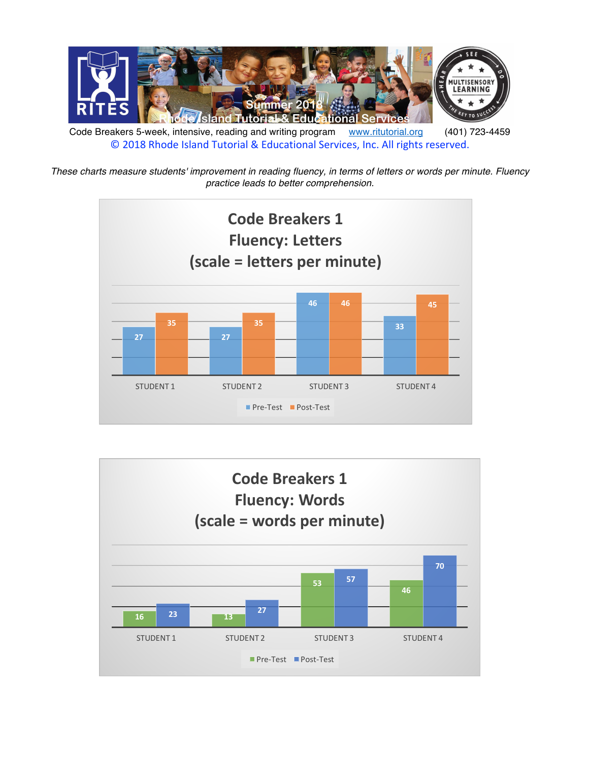Code Breakers 5-week, intensive, reading and writing program www.ritutorial.org (401) 723-4459

© 2018 Rhode Island Tutorial & Educational Services, Inc. All rights reserved.

*These charts measure students' improvement in reading fluency, in terms of letters or words per minute. Fluency practice leads to better comprehension.*

## Code Breakers 1
## Fluency: Letters
## (scale = letters per minute)

| | Pre-Test | Post-Test |
|---|---|---|
| STUDENT 1 | 27 | 35 |
| STUDENT 2 | 27 | 35 |
| STUDENT 3 | 46 | 46 |
| STUDENT 4 | 33 | 45 |

## Code Breakers 1
## Fluency: Words
## (scale = words per minute)

| | Pre-Test | Post-Test |
|---|---|---|
| STUDENT 1 | 16 | 23 |
| STUDENT 2 | 13 | 27 |
| STUDENT 3 | 53 | 57 |
| STUDENT 4 | 46 | 70 |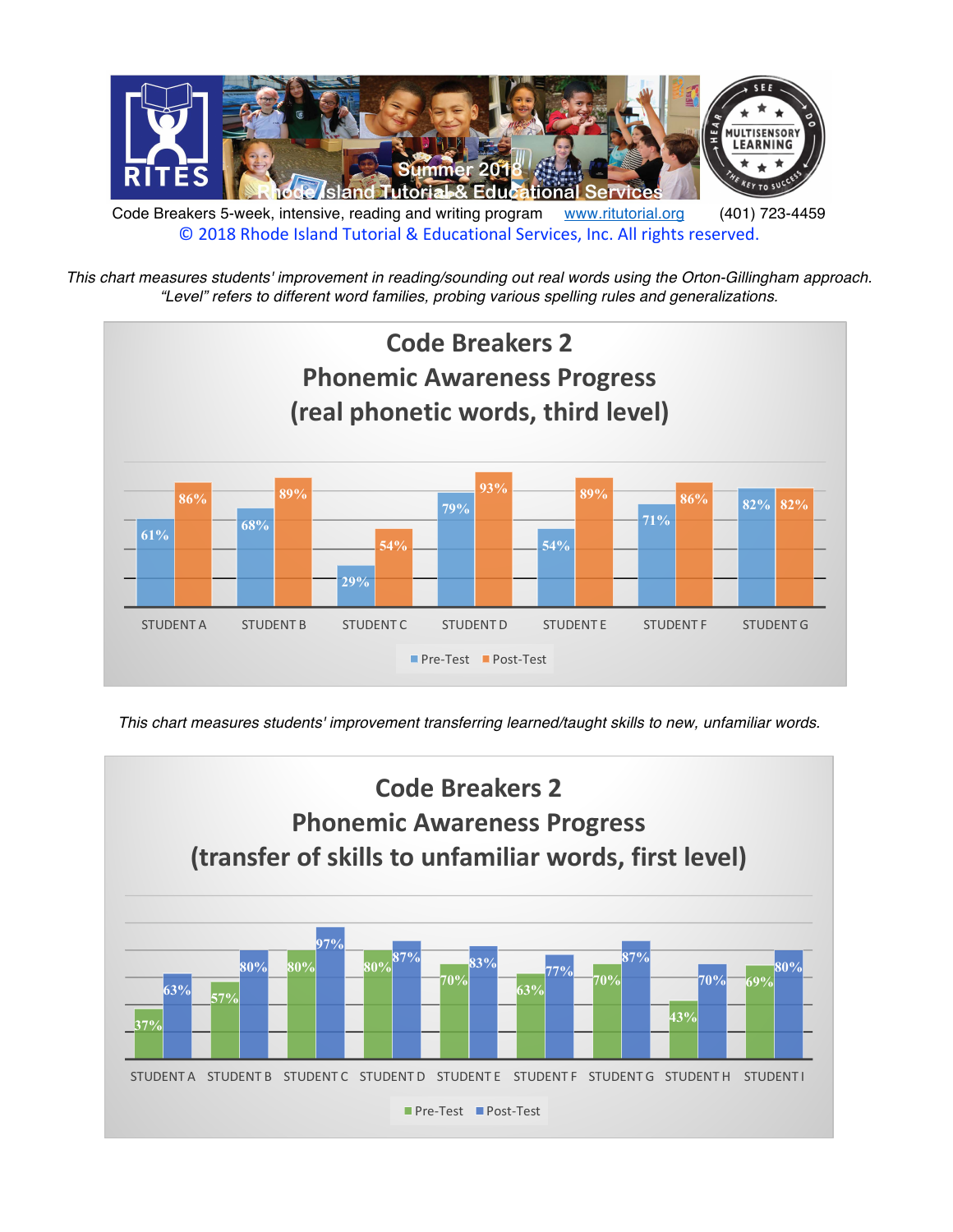Code Breakers 5-week, intensive, reading and writing program www.ritutorial.org (401) 723-4459

© 2018 Rhode Island Tutorial & Educational Services, Inc. All rights reserved.

*This chart measures students' improvement in reading/sounding out real words using the Orton-Gillingham approach. "Level" refers to different word families, probing various spelling rules and generalizations.*

## Code Breakers 2 Phonemic Awareness Progress (real phonetic words, third level)

| Student | Pre-Test | Post-Test |
|---|---|---|
| STUDENT A | 61% | 86% |
| STUDENT B | 68% | 89% |
| STUDENT C | 29% | 54% |
| STUDENT D | 79% | 93% |
| STUDENT E | 54% | 89% |
| STUDENT F | 71% | 86% |
| STUDENT G | 82% | 82% |

*This chart measures students' improvement transferring learned/taught skills to new, unfamiliar words.*

## Code Breakers 2 Phonemic Awareness Progress (transfer of skills to unfamiliar words, first level)

| Student | Pre-Test | Post-Test |
|---|---|---|
| STUDENT A | 37% | 63% |
| STUDENT B | 57% | 80% |
| STUDENT C | 80% | 97% |
| STUDENT D | 80% | 87% |
| STUDENT E | 70% | 83% |
| STUDENT F | 63% | 77% |
| STUDENT G | 70% | 87% |
| STUDENT H | 43% | 70% |
| STUDENT I | 69% | 80% |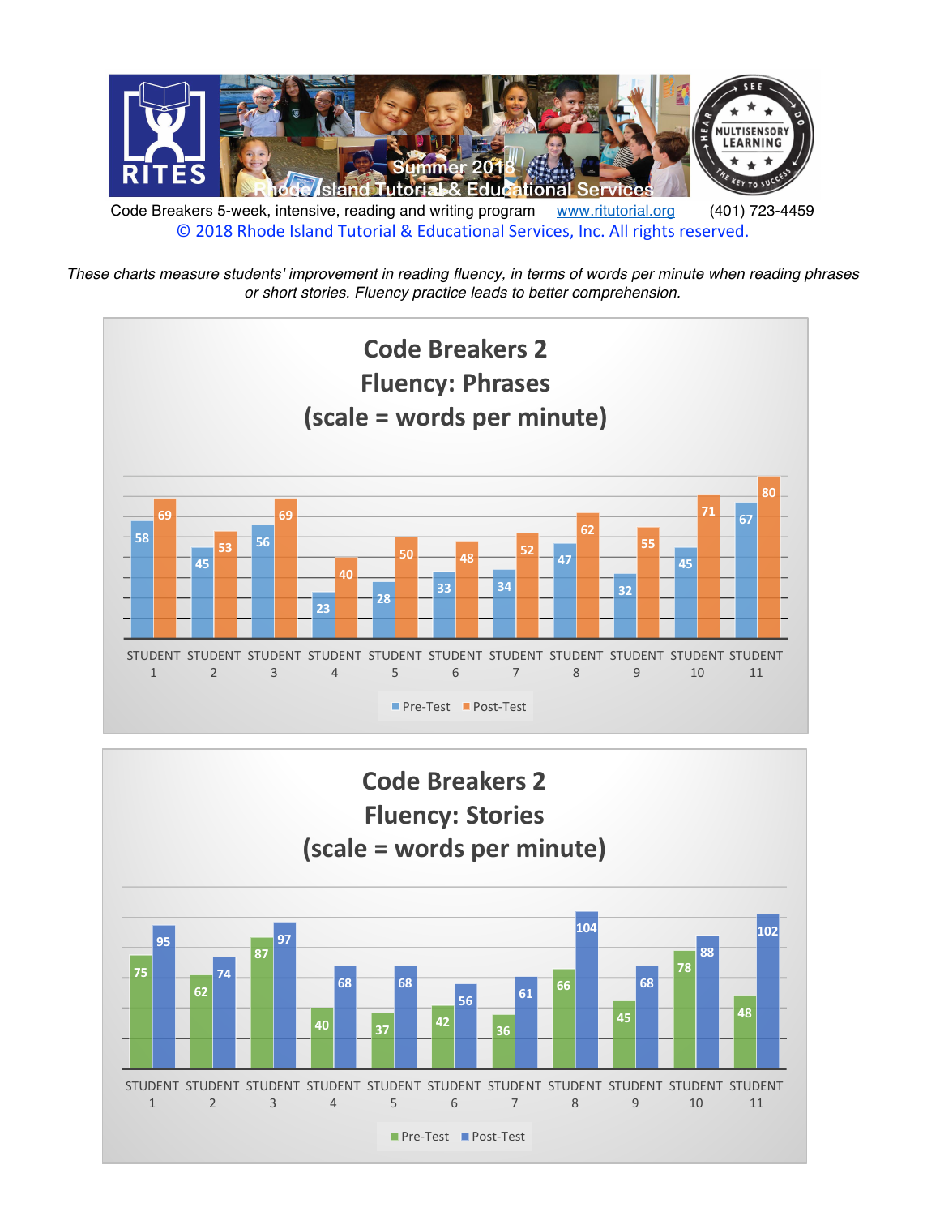Code Breakers 5-week, intensive, reading and writing program www.ritutorial.org (401) 723-4459

© 2018 Rhode Island Tutorial & Educational Services, Inc. All rights reserved.

*These charts measure students' improvement in reading fluency, in terms of words per minute when reading phrases or short stories. Fluency practice leads to better comprehension.*

## Code Breakers 2 Fluency: Phrases (scale = words per minute)

| | Pre-Test | Post-Test |
|---|---|---|
| STUDENT 1 | 58 | 69 |
| STUDENT 2 | 45 | 53 |
| STUDENT 3 | 56 | 69 |
| STUDENT 4 | 23 | 40 |
| STUDENT 5 | 28 | 50 |
| STUDENT 6 | 33 | 48 |
| STUDENT 7 | 34 | 52 |
| STUDENT 8 | 47 | 62 |
| STUDENT 9 | 32 | 55 |
| STUDENT 10 | 45 | 71 |
| STUDENT 11 | 67 | 80 |

## Code Breakers 2 Fluency: Stories (scale = words per minute)

| | Pre-Test | Post-Test |
|---|---|---|
| STUDENT 1 | 75 | 95 |
| STUDENT 2 | 62 | 74 |
| STUDENT 3 | 87 | 97 |
| STUDENT 4 | 40 | 68 |
| STUDENT 5 | 37 | 68 |
| STUDENT 6 | 42 | 56 |
| STUDENT 7 | 36 | 61 |
| STUDENT 8 | 66 | 104 |
| STUDENT 9 | 45 | 68 |
| STUDENT 10 | 78 | 88 |
| STUDENT 11 | 48 | 102 |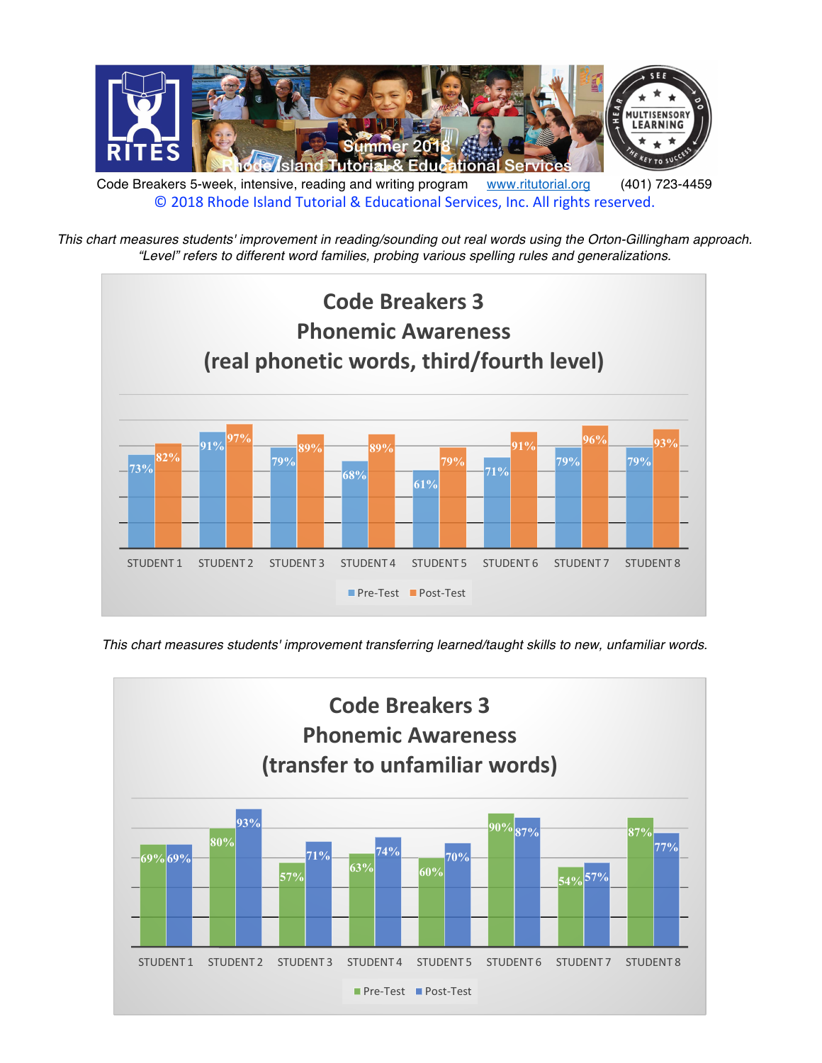Summer 2018
Rhode Island Tutorial & Educational Services

Code Breakers 5-week, intensive, reading and writing program www.ritutorial.org (401) 723-4459

© 2018 Rhode Island Tutorial & Educational Services, Inc. All rights reserved.

*This chart measures students' improvement in reading/sounding out real words using the Orton-Gillingham approach. "Level" refers to different word families, probing various spelling rules and generalizations.*

## Code Breakers 3 Phonemic Awareness (real phonetic words, third/fourth level)

| | Pre-Test | Post-Test |
|---|---|---|
| STUDENT 1 | 73% | 82% |
| STUDENT 2 | 91% | 97% |
| STUDENT 3 | 79% | 89% |
| STUDENT 4 | 68% | 89% |
| STUDENT 5 | 61% | 79% |
| STUDENT 6 | 71% | 91% |
| STUDENT 7 | 79% | 96% |
| STUDENT 8 | 79% | 93% |

*This chart measures students' improvement transferring learned/taught skills to new, unfamiliar words.*

## Code Breakers 3 Phonemic Awareness (transfer to unfamiliar words)

| | Pre-Test | Post-Test |
|---|---|---|
| STUDENT 1 | 69% | 69% |
| STUDENT 2 | 80% | 93% |
| STUDENT 3 | 57% | 71% |
| STUDENT 4 | 63% | 74% |
| STUDENT 5 | 60% | 70% |
| STUDENT 6 | 90% | 87% |
| STUDENT 7 | 54% | 57% |
| STUDENT 8 | 87% | 77% |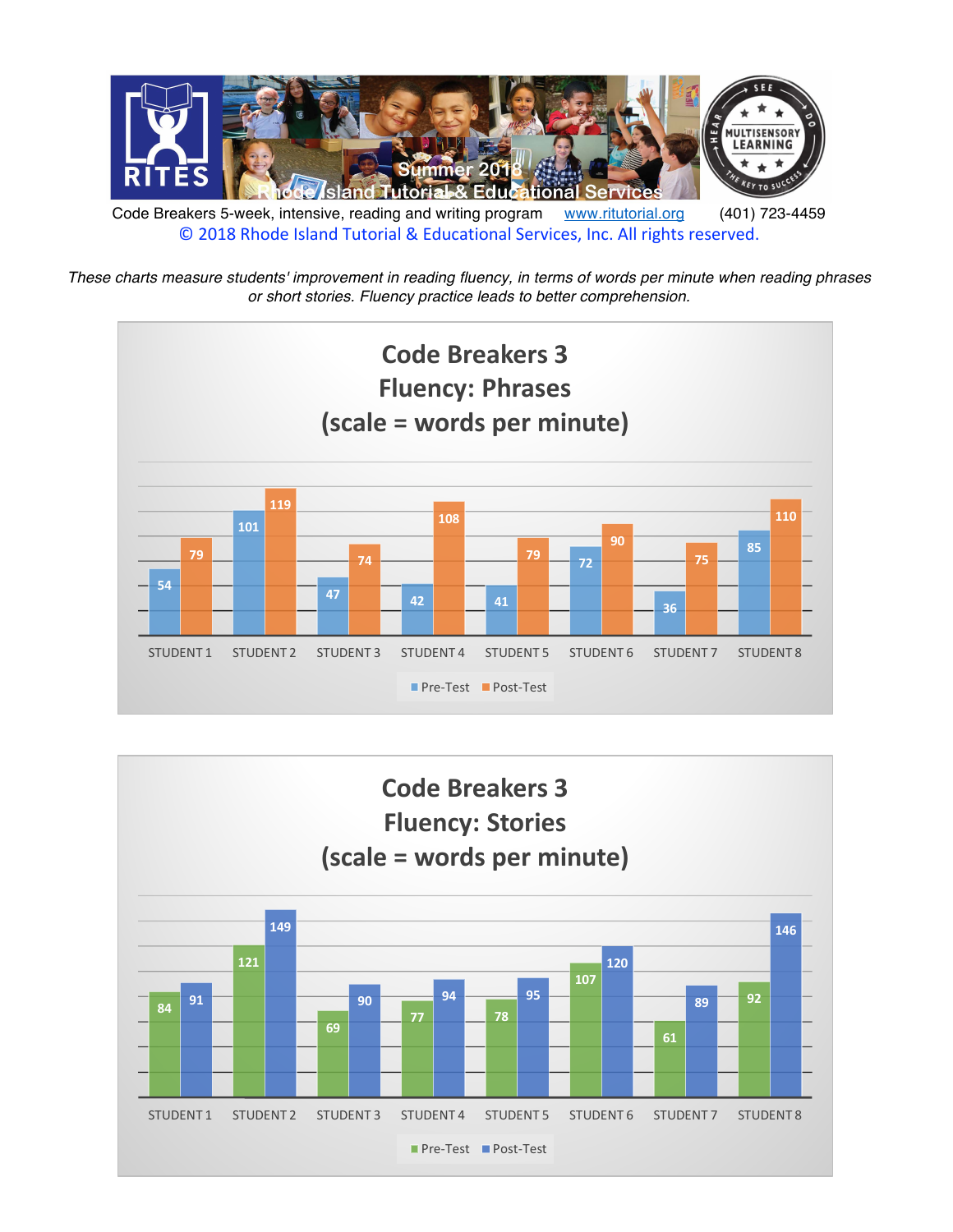Code Breakers 5-week, intensive, reading and writing program www.ritutorial.org (401) 723-4459

© 2018 Rhode Island Tutorial & Educational Services, Inc. All rights reserved.

*These charts measure students' improvement in reading fluency, in terms of words per minute when reading phrases or short stories. Fluency practice leads to better comprehension.*

## Code Breakers 3 Fluency: Phrases (scale = words per minute)

| | Pre-Test | Post-Test |
|---|---|---|
| STUDENT 1 | 54 | 79 |
| STUDENT 2 | 101 | 119 |
| STUDENT 3 | 47 | 74 |
| STUDENT 4 | 42 | 108 |
| STUDENT 5 | 41 | 79 |
| STUDENT 6 | 72 | 90 |
| STUDENT 7 | 36 | 75 |
| STUDENT 8 | 85 | 110 |

## Code Breakers 3 Fluency: Stories (scale = words per minute)

| | Pre-Test | Post-Test |
|---|---|---|
| STUDENT 1 | 84 | 91 |
| STUDENT 2 | 121 | 149 |
| STUDENT 3 | 69 | 90 |
| STUDENT 4 | 77 | 94 |
| STUDENT 5 | 78 | 95 |
| STUDENT 6 | 107 | 120 |
| STUDENT 7 | 61 | 89 |
| STUDENT 8 | 92 | 146 |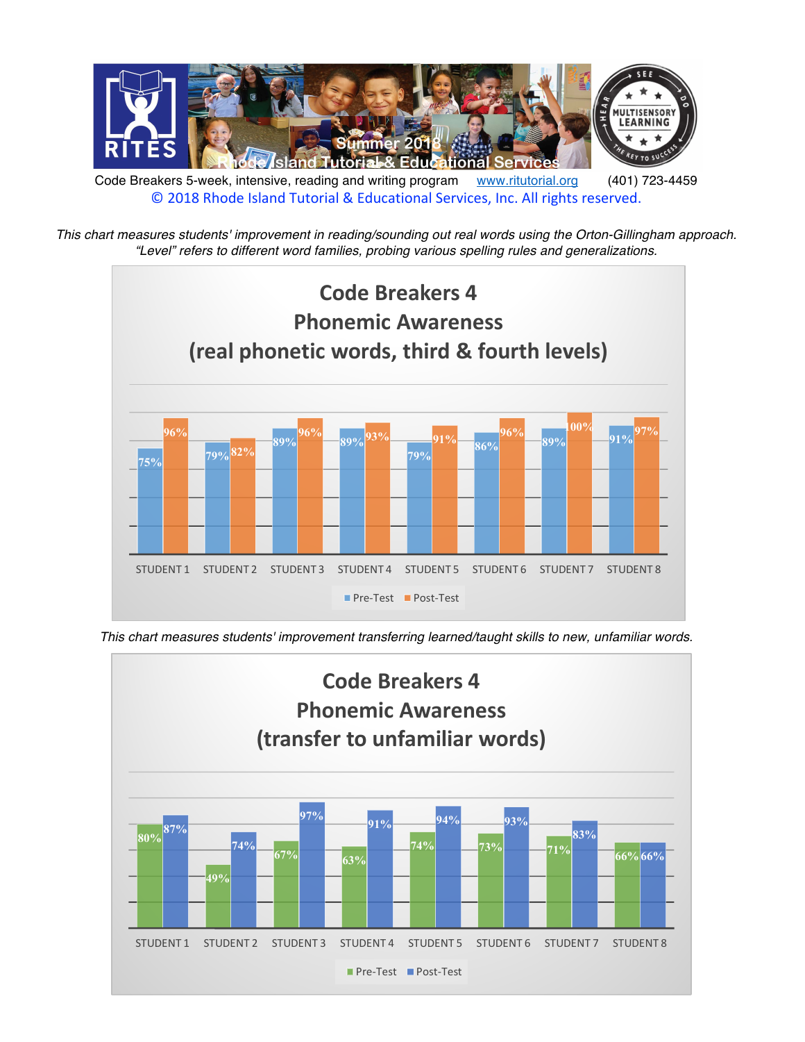Code Breakers 5-week, intensive, reading and writing program www.ritutorial.org (401) 723-4459

© 2018 Rhode Island Tutorial & Educational Services, Inc. All rights reserved.

*This chart measures students' improvement in reading/sounding out real words using the Orton-Gillingham approach. "Level" refers to different word families, probing various spelling rules and generalizations.*

## Code Breakers 4 Phonemic Awareness (real phonetic words, third & fourth levels)

| | Pre-Test | Post-Test |
|---|---|---|
| STUDENT 1 | 75% | 96% |
| STUDENT 2 | 79% | 82% |
| STUDENT 3 | 89% | 96% |
| STUDENT 4 | 89% | 93% |
| STUDENT 5 | 79% | 91% |
| STUDENT 6 | 86% | 96% |
| STUDENT 7 | 89% | 100% |
| STUDENT 8 | 91% | 97% |

*This chart measures students' improvement transferring learned/taught skills to new, unfamiliar words.*

## Code Breakers 4 Phonemic Awareness (transfer to unfamiliar words)

| | Pre-Test | Post-Test |
|---|---|---|
| STUDENT 1 | 80% | 87% |
| STUDENT 2 | 49% | 74% |
| STUDENT 3 | 67% | 97% |
| STUDENT 4 | 63% | 91% |
| STUDENT 5 | 74% | 94% |
| STUDENT 6 | 73% | 93% |
| STUDENT 7 | 71% | 83% |
| STUDENT 8 | 66% | 66% |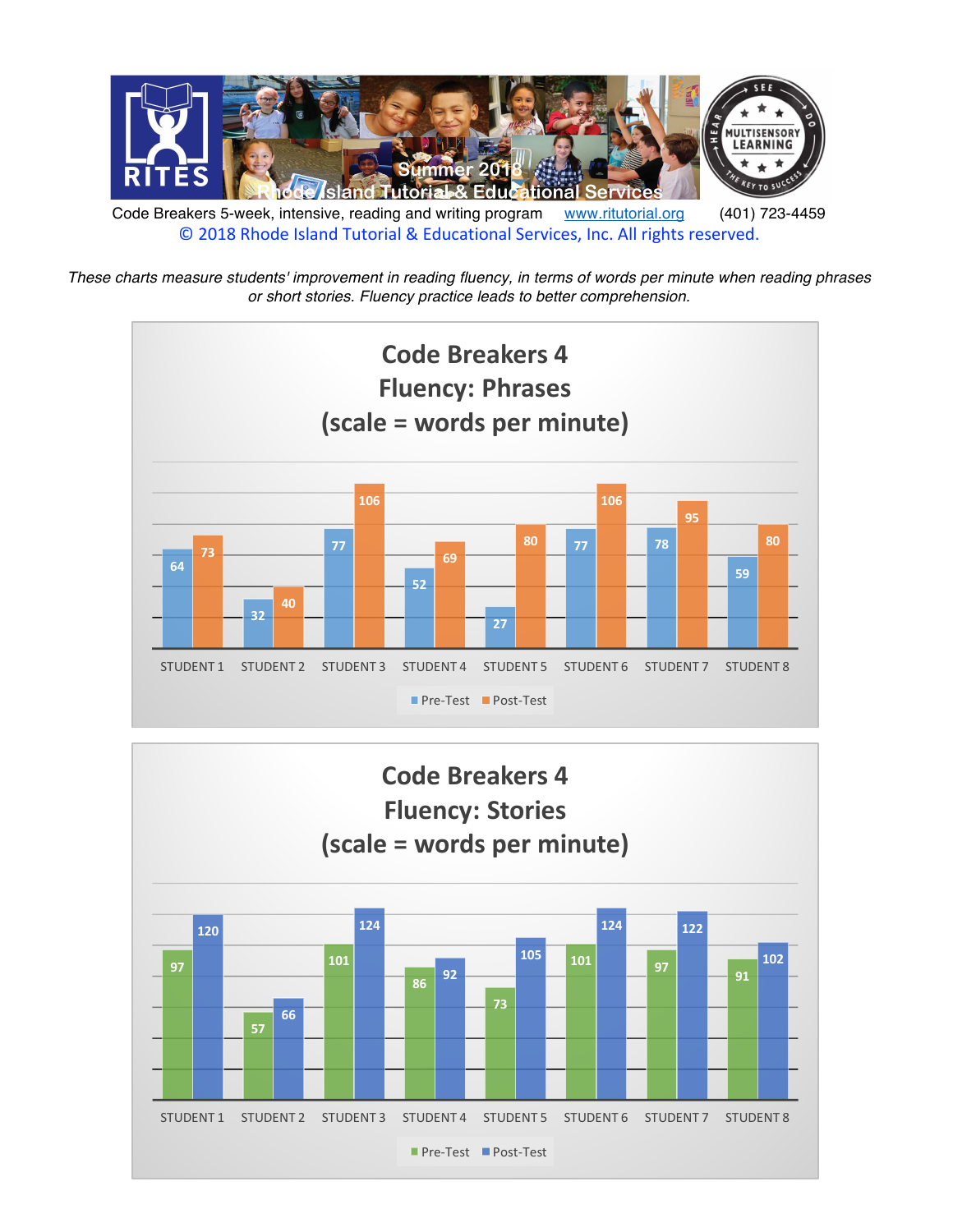RITES

Summer 2018

Rhode Island Tutorial & Educational Services

SEE · DO · THE KEY TO SUCCESS · HEAR

MULTISENSORY LEARNING

Code Breakers 5-week, intensive, reading and writing program www.ritutorial.org (401) 723-4459

© 2018 Rhode Island Tutorial & Educational Services, Inc. All rights reserved.

*These charts measure students' improvement in reading fluency, in terms of words per minute when reading phrases or short stories. Fluency practice leads to better comprehension.*

## Code Breakers 4
## Fluency: Phrases
## (scale = words per minute)

64
73
32
40
77
106
52
69
27
80
77
106
78
95
59
80

STUDENT 1
STUDENT 2
STUDENT 3
STUDENT 4
STUDENT 5
STUDENT 6
STUDENT 7
STUDENT 8

Pre-Test
Post-Test

## Code Breakers 4
## Fluency: Stories
## (scale = words per minute)

97
120
57
66
101
124
86
92
73
105
101
124
97
122
91
102

STUDENT 1
STUDENT 2
STUDENT 3
STUDENT 4
STUDENT 5
STUDENT 6
STUDENT 7
STUDENT 8

Pre-Test
Post-Test